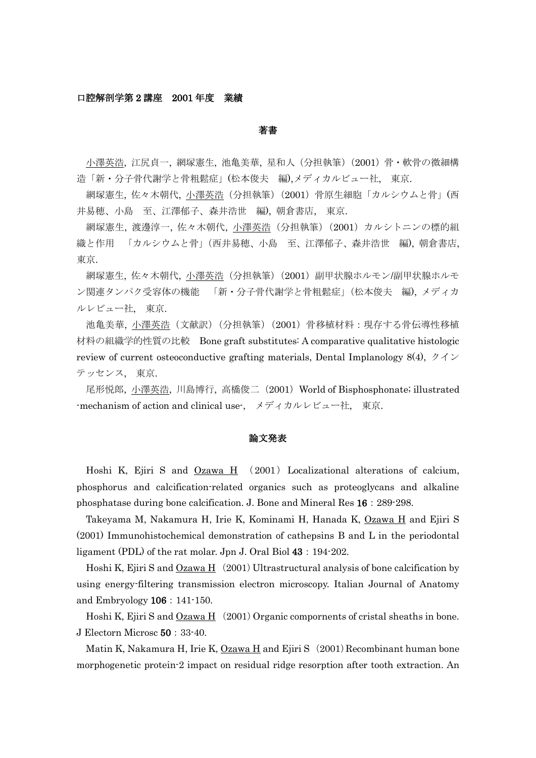口腔解剖学第 2 講座　2001 年度　業績

## 著書

<u>小澤英浩</u>, 江尻貞一, 網塚憲生, 池亀美華, 星和人（分担執筆）(2001) 骨・軟骨の微細構造「新・分子骨代謝学と骨粗鬆症」(松本俊夫　編),メディカルビュー社,　東京.

網塚憲生, 佐々木朝代, <u>小澤英浩</u>（分担執筆）(2001) 骨原生細胞「カルシウムと骨」(西井易穂、小島　至、江澤郁子、森井浩世　編), 朝倉書店,　東京.

網塚憲生, 渡邊淳一, 佐々木朝代, <u>小澤英浩</u>（分担執筆）(2001) カルシトニンの標的組織と作用　「カルシウムと骨」(西井易穂、小島　至、江澤郁子、森井浩世　編), 朝倉書店, 東京.

網塚憲生, 佐々木朝代, <u>小澤英浩</u>（分担執筆）(2001) 副甲状腺ホルモン/副甲状腺ホルモン関連タンパク受容体の機能　「新・分子骨代謝学と骨粗鬆症」(松本俊夫　編), メディカルレビュー社,　東京.

池亀美華, <u>小澤英浩</u>（文献訳）（分担執筆）(2001) 骨移植材料：現存する骨伝導性移植材料の組織学的性質の比較　Bone graft substitutes: A comparative qualitative histologic review of current osteoconductive grafting materials, Dental Implanology 8(4), クインテッセンス,　東京.

尾形悦郎, <u>小澤英浩</u>, 川島博行, 高橋俊二 (2001) World of Bisphosphonate; illustrated -mechanism of action and clinical use-,　メディカルレビュー社,　東京.

## 論文発表

Hoshi K, Ejiri S and <u>Ozawa H</u>　(2001) Localizational alterations of calcium, phosphorus and calcification-related organics such as proteoglycans and alkaline phosphatase during bone calcification. J. Bone and Mineral Res **16**：289-298.

Takeyama M, Nakamura H, Irie K, Kominami H, Hanada K, <u>Ozawa H</u> and Ejiri S (2001) Immunohistochemical demonstration of cathepsins B and L in the periodontal ligament (PDL) of the rat molar. Jpn J. Oral Biol **43**：194-202.

Hoshi K, Ejiri S and <u>Ozawa H</u>　(2001) Ultrastructural analysis of bone calcification by using energy-filtering transmission electron microscopy. Italian Journal of Anatomy and Embryology **106**：141-150.

Hoshi K, Ejiri S and <u>Ozawa H</u>　(2001) Organic compornents of cristal sheaths in bone. J Electorn Microsc **50**：33-40.

Matin K, Nakamura H, Irie K, <u>Ozawa H</u> and Ejiri S　(2001) Recombinant human bone morphogenetic protein-2 impact on residual ridge resorption after tooth extraction. An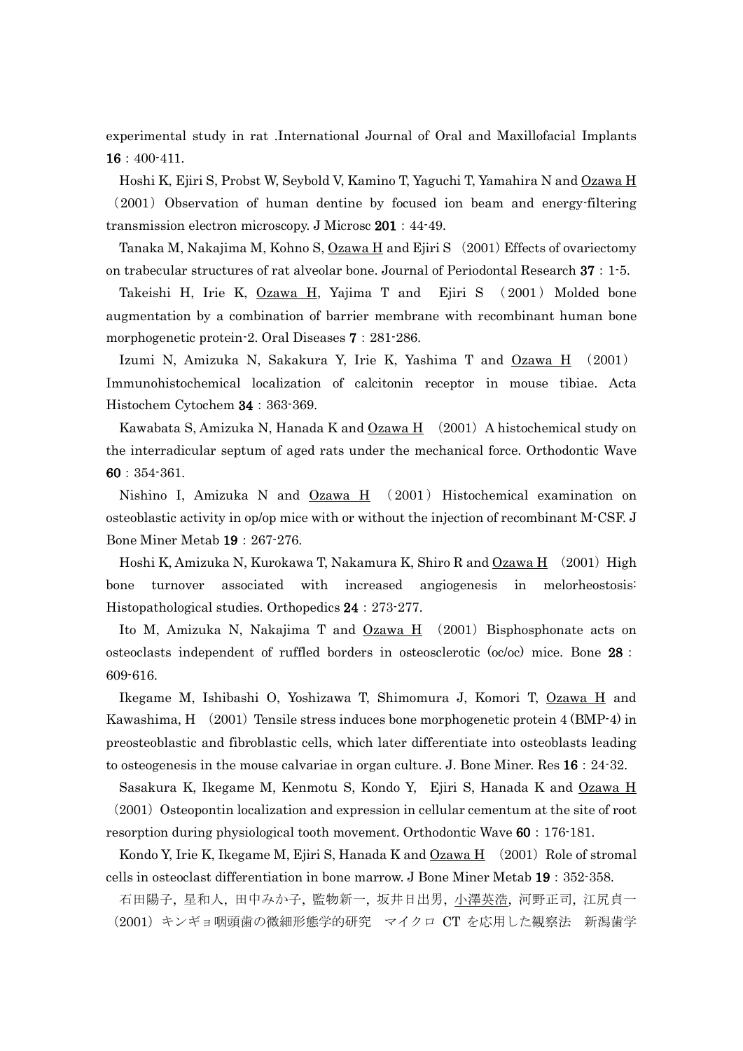experimental study in rat .International Journal of Oral and Maxillofacial Implants **16**：400-411.

Hoshi K, Ejiri S, Probst W, Seybold V, Kamino T, Yaguchi T, Yamahira N and Ozawa H（2001）Observation of human dentine by focused ion beam and energy-filtering transmission electron microscopy. J Microsc **201**：44-49.

Tanaka M, Nakajima M, Kohno S, Ozawa H and Ejiri S （2001）Effects of ovariectomy on trabecular structures of rat alveolar bone. Journal of Periodontal Research **37**：1-5.

Takeishi H, Irie K, Ozawa H, Yajima T and Ejiri S （2001）Molded bone augmentation by a combination of barrier membrane with recombinant human bone morphogenetic protein-2. Oral Diseases **7**：281-286.

Izumi N, Amizuka N, Sakakura Y, Irie K, Yashima T and Ozawa H （2001）Immunohistochemical localization of calcitonin receptor in mouse tibiae. Acta Histochem Cytochem **34**：363-369.

Kawabata S, Amizuka N, Hanada K and Ozawa H （2001）A histochemical study on the interradicular septum of aged rats under the mechanical force. Orthodontic Wave **60**：354-361.

Nishino I, Amizuka N and Ozawa H （2001）Histochemical examination on osteoblastic activity in op/op mice with or without the injection of recombinant M-CSF. J Bone Miner Metab **19**：267-276.

Hoshi K, Amizuka N, Kurokawa T, Nakamura K, Shiro R and Ozawa H （2001）High bone turnover associated with increased angiogenesis in melorheostosis: Histopathological studies. Orthopedics **24**：273-277.

Ito M, Amizuka N, Nakajima T and Ozawa H （2001）Bisphosphonate acts on osteoclasts independent of ruffled borders in osteosclerotic (oc/oc) mice. Bone **28**：609-616.

Ikegame M, Ishibashi O, Yoshizawa T, Shimomura J, Komori T, Ozawa H and Kawashima, H （2001）Tensile stress induces bone morphogenetic protein 4 (BMP-4) in preosteoblastic and fibroblastic cells, which later differentiate into osteoblasts leading to osteogenesis in the mouse calvariae in organ culture. J. Bone Miner. Res **16**：24-32.

Sasakura K, Ikegame M, Kenmotu S, Kondo Y, Ejiri S, Hanada K and Ozawa H（2001）Osteopontin localization and expression in cellular cementum at the site of root resorption during physiological tooth movement. Orthodontic Wave **60**：176-181.

Kondo Y, Irie K, Ikegame M, Ejiri S, Hanada K and Ozawa H （2001）Role of stromal cells in osteoclast differentiation in bone marrow. J Bone Miner Metab **19**：352-358.

石田陽子，星和人，田中みか子，監物新一，坂井日出男，小澤英浩，河野正司，江尻貞一（2001）キンギョ咽頭歯の微細形態学的研究　マイクロ CT を応用した観察法　新潟歯学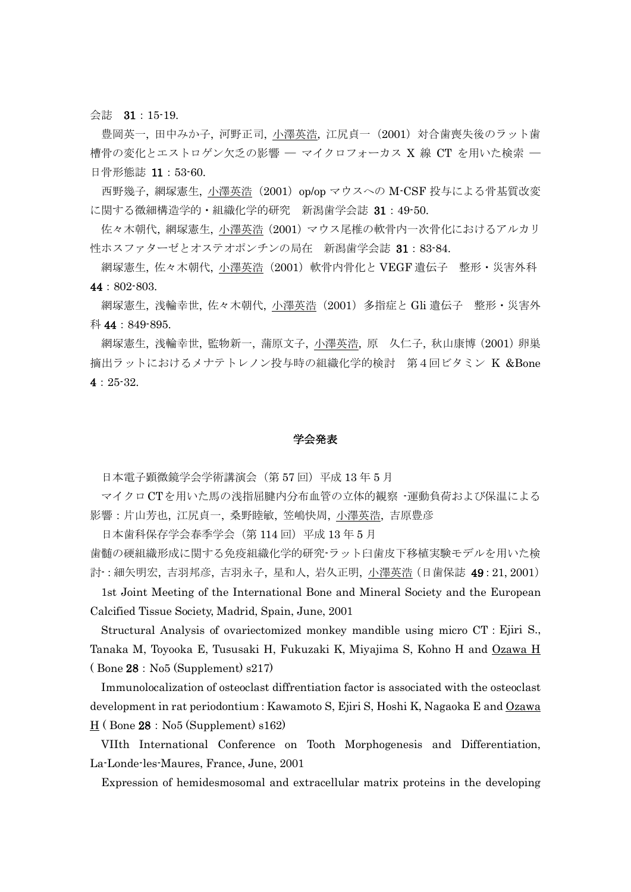会誌　**31**：15-19.

豊岡英一, 田中みか子, 河野正司, 小澤英浩, 江尻貞一（2001）対合歯喪失後のラット歯槽骨の変化とエストロゲン欠乏の影響 ― マイクロフォーカス X 線 CT を用いた検索 ― 日骨形態誌 **11**：53-60.

西野幾子, 網塚憲生, 小澤英浩（2001）op/op マウスへの M-CSF 投与による骨基質改変に関する微細構造学的・組織化学的研究　新潟歯学会誌 **31**：49-50.

佐々木朝代, 網塚憲生, 小澤英浩（2001）マウス尾椎の軟骨内一次骨化におけるアルカリ性ホスファターゼとオステオポンチンの局在　新潟歯学会誌 **31**：83-84.

網塚憲生, 佐々木朝代, 小澤英浩（2001）軟骨内骨化と VEGF 遺伝子　整形・災害外科 **44**：802-803.

網塚憲生, 浅輪幸世, 佐々木朝代, 小澤英浩（2001）多指症と Gli 遺伝子　整形・災害外科 **44**：849-895.

網塚憲生, 浅輪幸世, 監物新一, 蒲原文子, 小澤英浩, 原　久仁子, 秋山康博（2001）卵巣摘出ラットにおけるメナテトレノン投与時の組織化学的検討　第 4 回ビタミン K &Bone **4**：25-32.

## 学会発表

日本電子顕微鏡学会学術講演会（第 57 回）平成 13 年 5 月

マイクロ CT を用いた馬の浅指屈腱内分布血管の立体的観察 -運動負荷および保温による影響：片山芳也, 江尻貞一, 桑野睦敏, 笠嶋快周, 小澤英浩, 吉原豊彦

日本歯科保存学会春季学会（第 114 回）平成 13 年 5 月

歯髄の硬組織形成に関する免疫組織化学的研究-ラット臼歯皮下移植実験モデルを用いた検討-：細矢明宏, 吉羽邦彦, 吉羽永子, 星和人, 岩久正明, 小澤英浩（日歯保誌 **49**：21, 2001）

1st Joint Meeting of the International Bone and Mineral Society and the European Calcified Tissue Society, Madrid, Spain, June, 2001

Structural Analysis of ovariectomized monkey mandible using micro CT：Ejiri S., Tanaka M, Toyooka E, Tususaki H, Fukuzaki K, Miyajima S, Kohno H and Ozawa H ( Bone **28**：No5 (Supplement) s217)

Immunolocalization of osteoclast diffrentiation factor is associated with the osteoclast development in rat periodontium：Kawamoto S, Ejiri S, Hoshi K, Nagaoka E and Ozawa H ( Bone **28**：No5 (Supplement) s162)

VIIth International Conference on Tooth Morphogenesis and Differentiation, La-Londe-les-Maures, France, June, 2001

Expression of hemidesmosomal and extracellular matrix proteins in the developing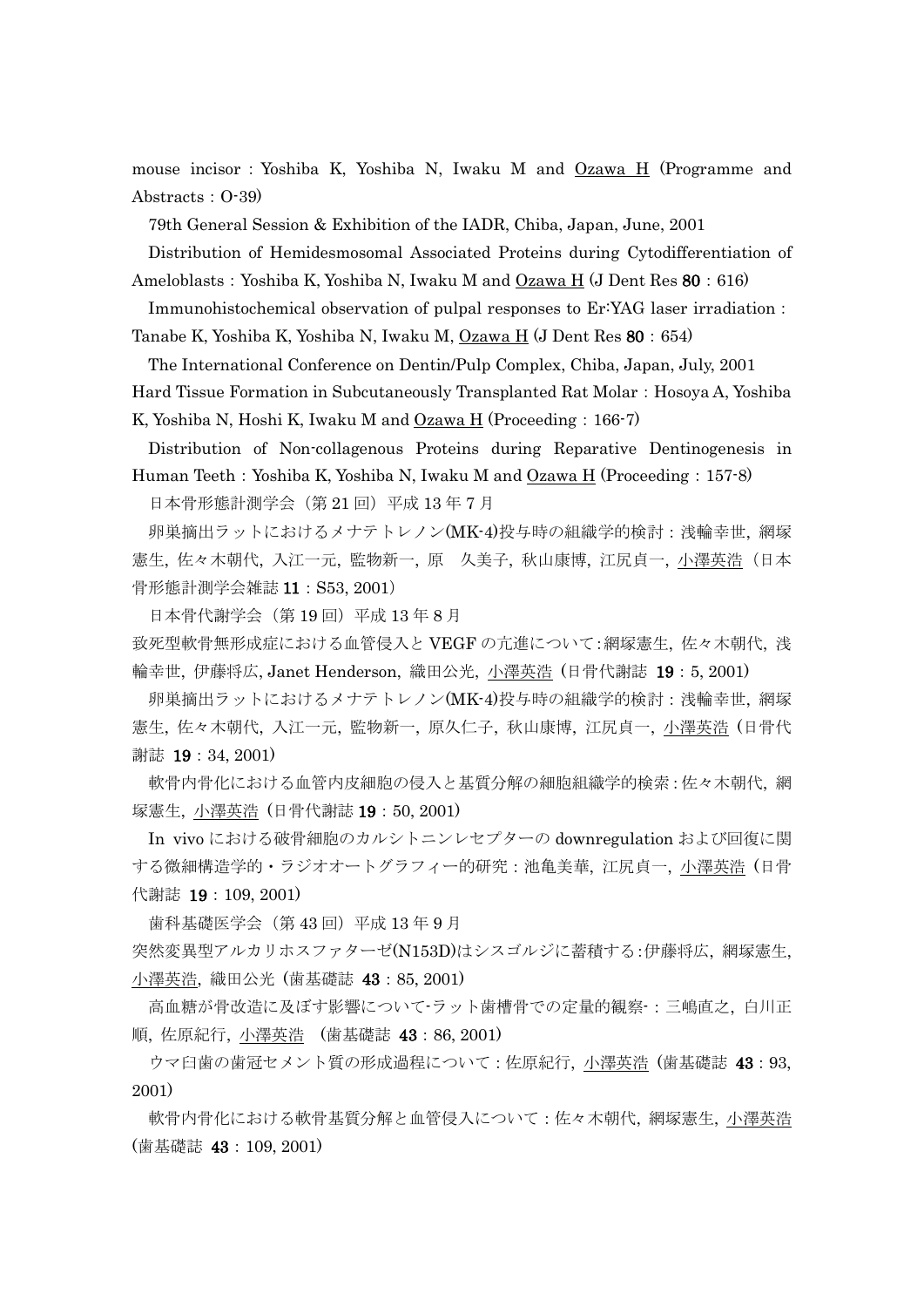mouse incisor : Yoshiba K, Yoshiba N, Iwaku M and <u>Ozawa H</u> (Programme and Abstracts : O-39)

79th General Session & Exhibition of the IADR, Chiba, Japan, June, 2001

Distribution of Hemidesmosomal Associated Proteins during Cytodifferentiation of Ameloblasts : Yoshiba K, Yoshiba N, Iwaku M and <u>Ozawa H</u> (J Dent Res **80** : 616)

Immunohistochemical observation of pulpal responses to Er:YAG laser irradiation : Tanabe K, Yoshiba K, Yoshiba N, Iwaku M, <u>Ozawa H</u> (J Dent Res **80** : 654)

The International Conference on Dentin/Pulp Complex, Chiba, Japan, July, 2001

Hard Tissue Formation in Subcutaneously Transplanted Rat Molar : Hosoya A, Yoshiba K, Yoshiba N, Hoshi K, Iwaku M and <u>Ozawa H</u> (Proceeding : 166-7)

Distribution of Non-collagenous Proteins during Reparative Dentinogenesis in Human Teeth : Yoshiba K, Yoshiba N, Iwaku M and <u>Ozawa H</u> (Proceeding : 157-8)

日本骨形態計測学会（第 21 回）平成 13 年 7 月

卵巣摘出ラットにおけるメナテトレノン(MK-4)投与時の組織学的検討 : 浅輪幸世, 網塚憲生, 佐々木朝代, 入江一元, 監物新一, 原　久美子, 秋山康博, 江尻貞一, <u>小澤英浩</u>（日本骨形態計測学会雑誌 **11** : S53, 2001）

日本骨代謝学会（第 19 回）平成 13 年 8 月

致死型軟骨無形成症における血管侵入と VEGF の亢進について : 網塚憲生, 佐々木朝代, 浅輪幸世, 伊藤将広, Janet Henderson, 織田公光, <u>小澤英浩</u>（日骨代謝誌 **19** : 5, 2001）

卵巣摘出ラットにおけるメナテトレノン(MK-4)投与時の組織学的検討 : 浅輪幸世, 網塚憲生, 佐々木朝代, 入江一元, 監物新一, 原久仁子, 秋山康博, 江尻貞一, <u>小澤英浩</u>（日骨代謝誌 **19** : 34, 2001）

軟骨内骨化における血管内皮細胞の侵入と基質分解の細胞組織学的検索 : 佐々木朝代, 網塚憲生, <u>小澤英浩</u>（日骨代謝誌 **19** : 50, 2001）

In vivo における破骨細胞のカルシトニンレセプターの downregulation および回復に関する微細構造学的・ラジオオートグラフィー的研究 : 池亀美華, 江尻貞一, <u>小澤英浩</u>（日骨代謝誌 **19** : 109, 2001）

歯科基礎医学会（第 43 回）平成 13 年 9 月

突然変異型アルカリホスファターゼ(N153D)はシスゴルジに蓄積する : 伊藤将広, 網塚憲生, <u>小澤英浩</u>, 織田公光（歯基礎誌 **43** : 85, 2001）

高血糖が骨改造に及ぼす影響について-ラット歯槽骨での定量的観察- : 三嶋直之, 白川正順, 佐原紀行, <u>小澤英浩</u>　(歯基礎誌 **43** : 86, 2001)

ウマ臼歯の歯冠セメント質の形成過程について : 佐原紀行, <u>小澤英浩</u>（歯基礎誌 **43** : 93, 2001）

軟骨内骨化における軟骨基質分解と血管侵入について : 佐々木朝代, 網塚憲生, <u>小澤英浩</u>（歯基礎誌 **43** : 109, 2001）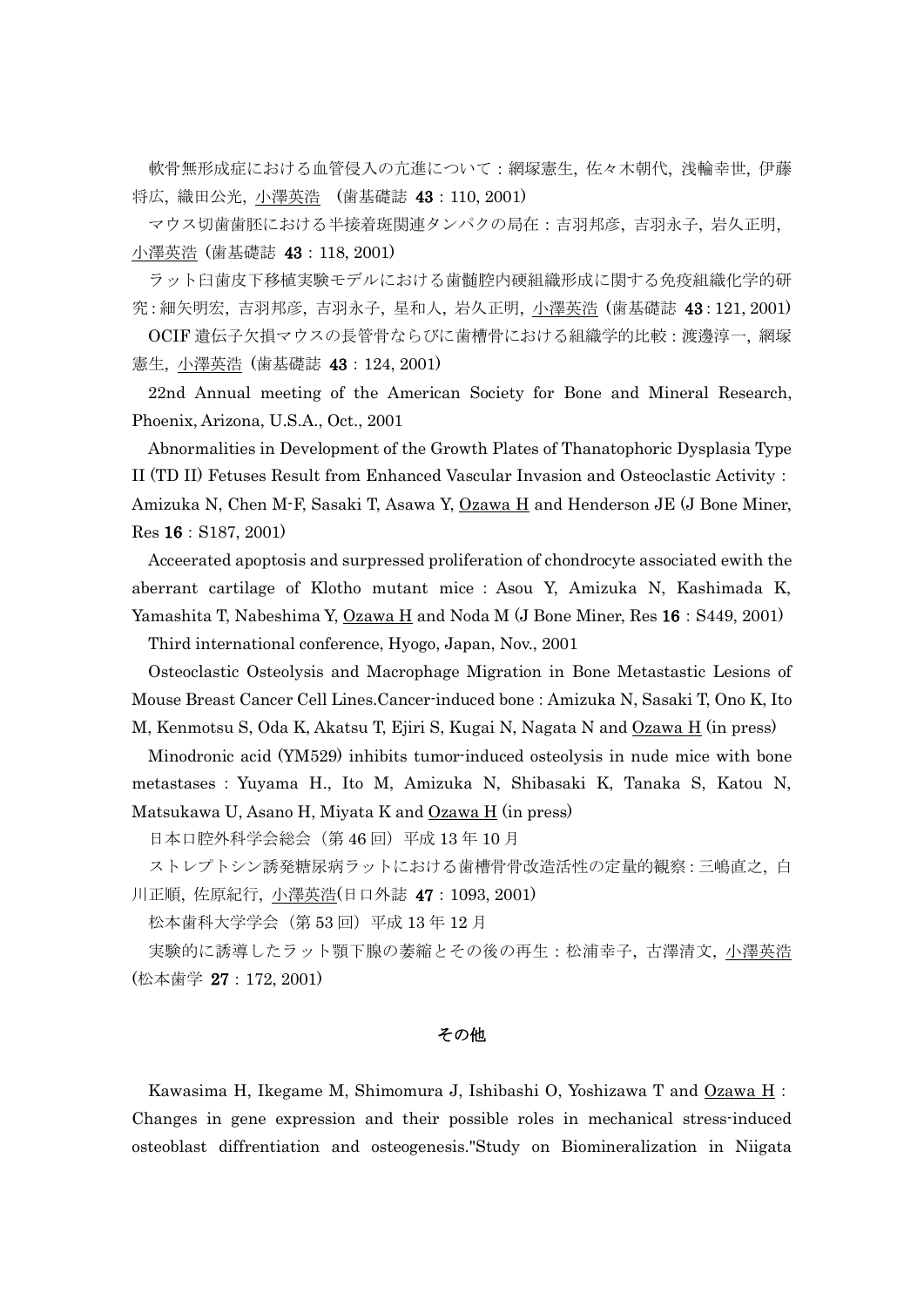軟骨無形成症における血管侵入の亢進について：網塚憲生, 佐々木朝代, 浅輪幸世, 伊藤将広, 織田公光, 小澤英浩　(歯基礎誌 **43**：110, 2001)

マウス切歯歯胚における半接着斑関連タンパクの局在：吉羽邦彦, 吉羽永子, 岩久正明, 小澤英浩 (歯基礎誌 **43**：118, 2001)

ラット臼歯皮下移植実験モデルにおける歯髄腔内硬組織形成に関する免疫組織化学的研究：細矢明宏, 吉羽邦彦, 吉羽永子, 星和人, 岩久正明, 小澤英浩 (歯基礎誌 **43**：121, 2001)

OCIF 遺伝子欠損マウスの長管骨ならびに歯槽骨における組織学的比較：渡邊淳一, 網塚憲生, 小澤英浩 (歯基礎誌 **43**：124, 2001)

22nd Annual meeting of the American Society for Bone and Mineral Research, Phoenix, Arizona, U.S.A., Oct., 2001

Abnormalities in Development of the Growth Plates of Thanatophoric Dysplasia Type II (TD II) Fetuses Result from Enhanced Vascular Invasion and Osteoclastic Activity：Amizuka N, Chen M-F, Sasaki T, Asawa Y, Ozawa H and Henderson JE (J Bone Miner, Res **16**：S187, 2001)

Acceerated apoptosis and surpressed proliferation of chondrocyte associated ewith the aberrant cartilage of Klotho mutant mice：Asou Y, Amizuka N, Kashimada K, Yamashita T, Nabeshima Y, Ozawa H and Noda M (J Bone Miner, Res **16**：S449, 2001)

Third international conference, Hyogo, Japan, Nov., 2001

Osteoclastic Osteolysis and Macrophage Migration in Bone Metastastic Lesions of Mouse Breast Cancer Cell Lines.Cancer-induced bone：Amizuka N, Sasaki T, Ono K, Ito M, Kenmotsu S, Oda K, Akatsu T, Ejiri S, Kugai N, Nagata N and Ozawa H (in press)

Minodronic acid (YM529) inhibits tumor-induced osteolysis in nude mice with bone metastases：Yuyama H., Ito M, Amizuka N, Shibasaki K, Tanaka S, Katou N, Matsukawa U, Asano H, Miyata K and Ozawa H (in press)

日本口腔外科学会総会（第 46 回）平成 13 年 10 月

ストレプトシン誘発糖尿病ラットにおける歯槽骨骨改造活性の定量的観察：三嶋直之, 白川正順, 佐原紀行, 小澤英浩(日口外誌 **47**：1093, 2001)

松本歯科大学学会（第 53 回）平成 13 年 12 月

実験的に誘導したラット顎下腺の萎縮とその後の再生：松浦幸子, 古澤清文, 小澤英浩 (松本歯学 **27**：172, 2001)

## その他

Kawasima H, Ikegame M, Shimomura J, Ishibashi O, Yoshizawa T and Ozawa H：Changes in gene expression and their possible roles in mechanical stress-induced osteoblast diffrentiation and osteogenesis."Study on Biomineralization in Niigata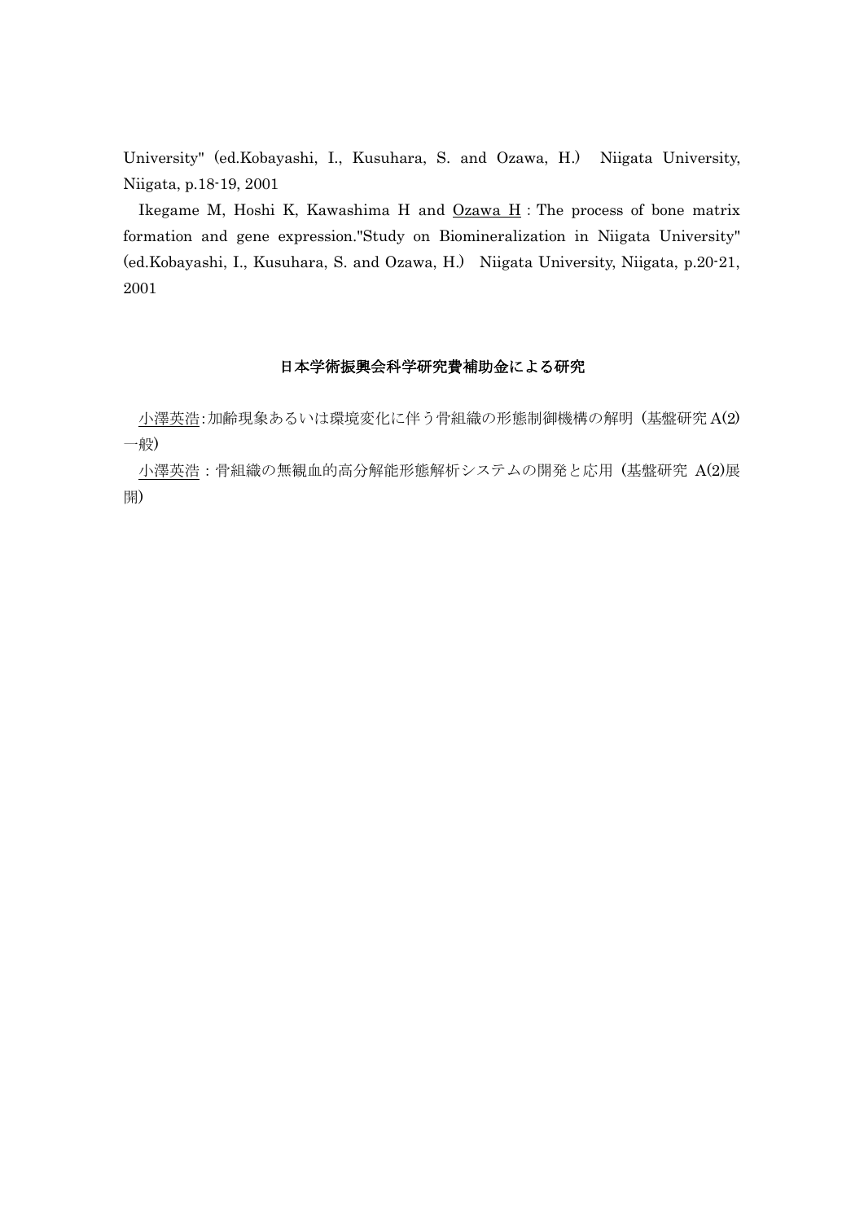University" (ed.Kobayashi, I., Kusuhara, S. and Ozawa, H.) Niigata University, Niigata, p.18-19, 2001

Ikegame M, Hoshi K, Kawashima H and <u>Ozawa H</u> : The process of bone matrix formation and gene expression."Study on Biomineralization in Niigata University" (ed.Kobayashi, I., Kusuhara, S. and Ozawa, H.) Niigata University, Niigata, p.20-21, 2001

**日本学術振興会科学研究費補助金による研究**

<u>小澤英浩</u>:加齢現象あるいは環境変化に伴う骨組織の形態制御機構の解明（基盤研究 A(2)一般）

<u>小澤英浩</u>：骨組織の無観血的高分解能形態解析システムの開発と応用（基盤研究 A(2)展開）